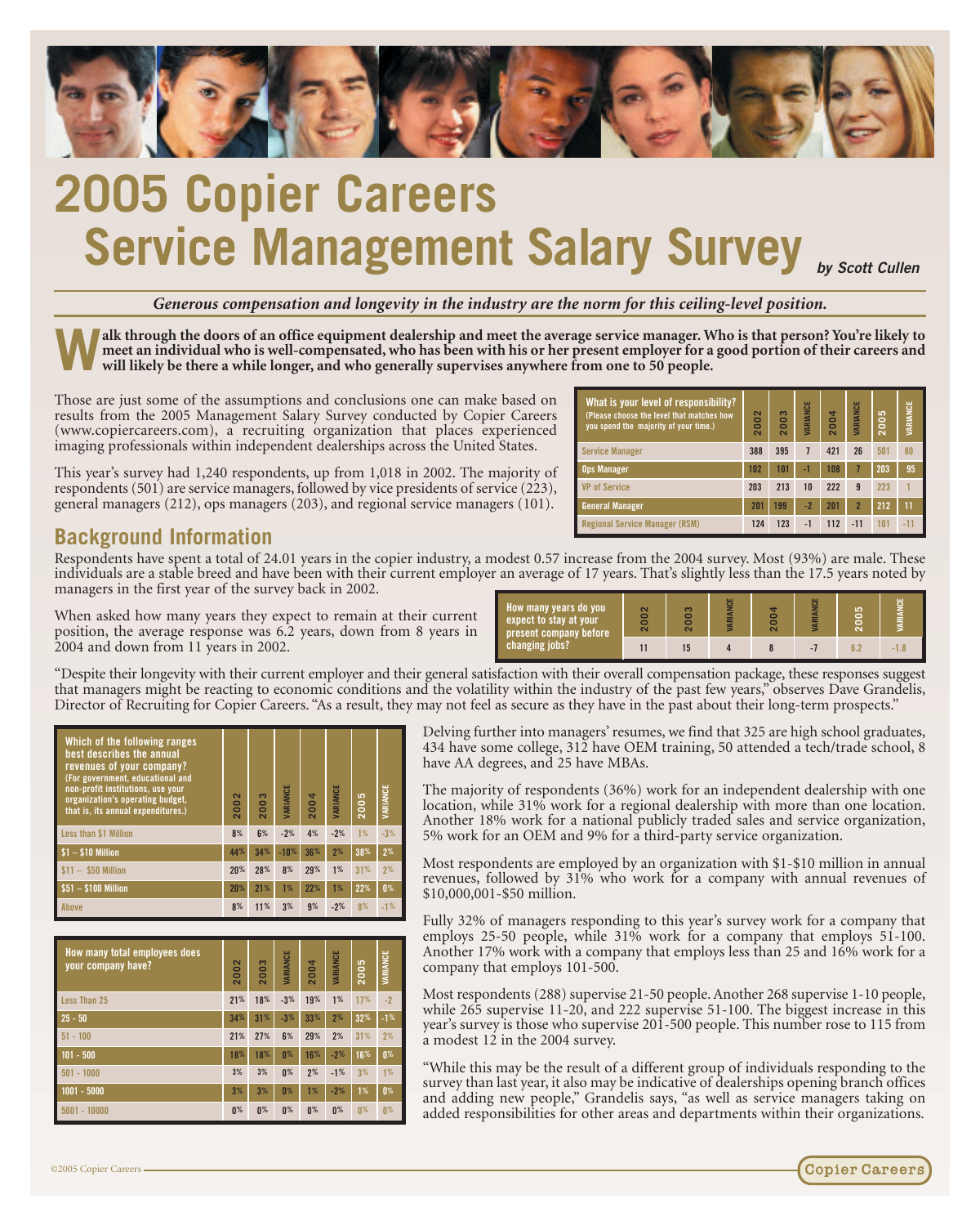# 2005 Copier Careers Service Management Salary Survey

*by Scott Cullen*

***Generous compensation and longevity in the industry are the norm for this ceiling-level position.***

**Walk through the doors of an office equipment dealership and meet the average service manager. Who is that person? You're likely to meet an individual who is well-compensated, who has been with his or her present employer for a good portion of their careers and will likely be there a while longer, and who generally supervises anywhere from one to 50 people.**

Those are just some of the assumptions and conclusions one can make based on results from the 2005 Management Salary Survey conducted by Copier Careers (www.copiercareers.com), a recruiting organization that places experienced imaging professionals within independent dealerships across the United States.

This year's survey had 1,240 respondents, up from 1,018 in 2002. The majority of respondents (501) are service managers, followed by vice presidents of service (223), general managers (212), ops managers (203), and regional service managers (101).

| What is your level of responsibility? (Please choose the level that matches how you spend the majority of your time.) | 2002 | 2003 | VARIANCE | 2004 | VARIANCE | 2005 | VARIANCE |
|---|---|---|---|---|---|---|---|
| Service Manager | 388 | 395 | 7 | 421 | 26 | 501 | 80 |
| Ops Manager | 102 | 101 | -1 | 108 | 7 | 203 | 95 |
| VP of Service | 203 | 213 | 10 | 222 | 9 | 223 | 1 |
| General Manager | 201 | 199 | -2 | 201 | 2 | 212 | 11 |
| Regional Service Manager (RSM) | 124 | 123 | -1 | 112 | -11 | 101 | -11 |

## Background Information

Respondents have spent a total of 24.01 years in the copier industry, a modest 0.57 increase from the 2004 survey. Most (93%) are male. These individuals are a stable breed and have been with their current employer an average of 17 years. That's slightly less than the 17.5 years noted by managers in the first year of the survey back in 2002.

When asked how many years they expect to remain at their current position, the average response was 6.2 years, down from 8 years in 2004 and down from 11 years in 2002.

| How many years do you expect to stay at your present company before changing jobs? | 2002 | 2003 | VARIANCE | 2004 | VARIANCE | 2005 | VARIANCE |
|---|---|---|---|---|---|---|---|
| | 11 | 15 | 4 | 8 | -7 | 6.2 | -1.8 |

"Despite their longevity with their current employer and their general satisfaction with their overall compensation package, these responses suggest that managers might be reacting to economic conditions and the volatility within the industry of the past few years," observes Dave Grandelis, Director of Recruiting for Copier Careers. "As a result, they may not feel as secure as they have in the past about their long-term prospects."

| Which of the following ranges best describes the annual revenues of your company? (For government, educational and non-profit institutions, use your organization's operating budget, that is, its annual expenditures.) | 2002 | 2003 | VARIANCE | 2004 | VARIANCE | 2005 | VARIANCE |
|---|---|---|---|---|---|---|---|
| Less than $1 Million | 8% | 6% | -2% | 4% | -2% | 1% | -3% |
| $1 – $10 Million | 44% | 34% | -10% | 36% | 2% | 38% | 2% |
| $11 – $50 Million | 20% | 28% | 8% | 29% | 1% | 31% | 2% |
| $51 – $100 Million | 20% | 21% | 1% | 22% | 1% | 22% | 0% |
| Above | 8% | 11% | 3% | 9% | -2% | 8% | -1% |

| How many total employees does your company have? | 2002 | 2003 | VARIANCE | 2004 | VARIANCE | 2005 | VARIANCE |
|---|---|---|---|---|---|---|---|
| Less Than 25 | 21% | 18% | -3% | 19% | 1% | 17% | -2 |
| 25 - 50 | 34% | 31% | -3% | 33% | 2% | 32% | -1% |
| 51 - 100 | 21% | 27% | 6% | 29% | 2% | 31% | 2% |
| 101 - 500 | 18% | 18% | 0% | 16% | -2% | 16% | 0% |
| 501 - 1000 | 3% | 3% | 0% | 2% | -1% | 3% | 1% |
| 1001 - 5000 | 3% | 3% | 0% | 1% | -2% | 1% | 0% |
| 5001 - 10000 | 0% | 0% | 0% | 0% | 0% | 0% | 0% |

Delving further into managers' resumes, we find that 325 are high school graduates, 434 have some college, 312 have OEM training, 50 attended a tech/trade school, 8 have AA degrees, and 25 have MBAs.

The majority of respondents (36%) work for an independent dealership with one location, while 31% work for a regional dealership with more than one location. Another 18% work for a national publicly traded sales and service organization, 5% work for an OEM and 9% for a third-party service organization.

Most respondents are employed by an organization with $1-$10 million in annual revenues, followed by 31% who work for a company with annual revenues of $10,000,001-$50 million.

Fully 32% of managers responding to this year's survey work for a company that employs 25-50 people, while 31% work for a company that employs 51-100. Another 17% work with a company that employs less than 25 and 16% work for a company that employs 101-500.

Most respondents (288) supervise 21-50 people. Another 268 supervise 1-10 people, while 265 supervise 11-20, and 222 supervise 51-100. The biggest increase in this year's survey is those who supervise 201-500 people. This number rose to 115 from a modest 12 in the 2004 survey.

"While this may be the result of a different group of individuals responding to the survey than last year, it also may be indicative of dealerships opening branch offices and adding new people," Grandelis says, "as well as service managers taking on added responsibilities for other areas and departments within their organizations.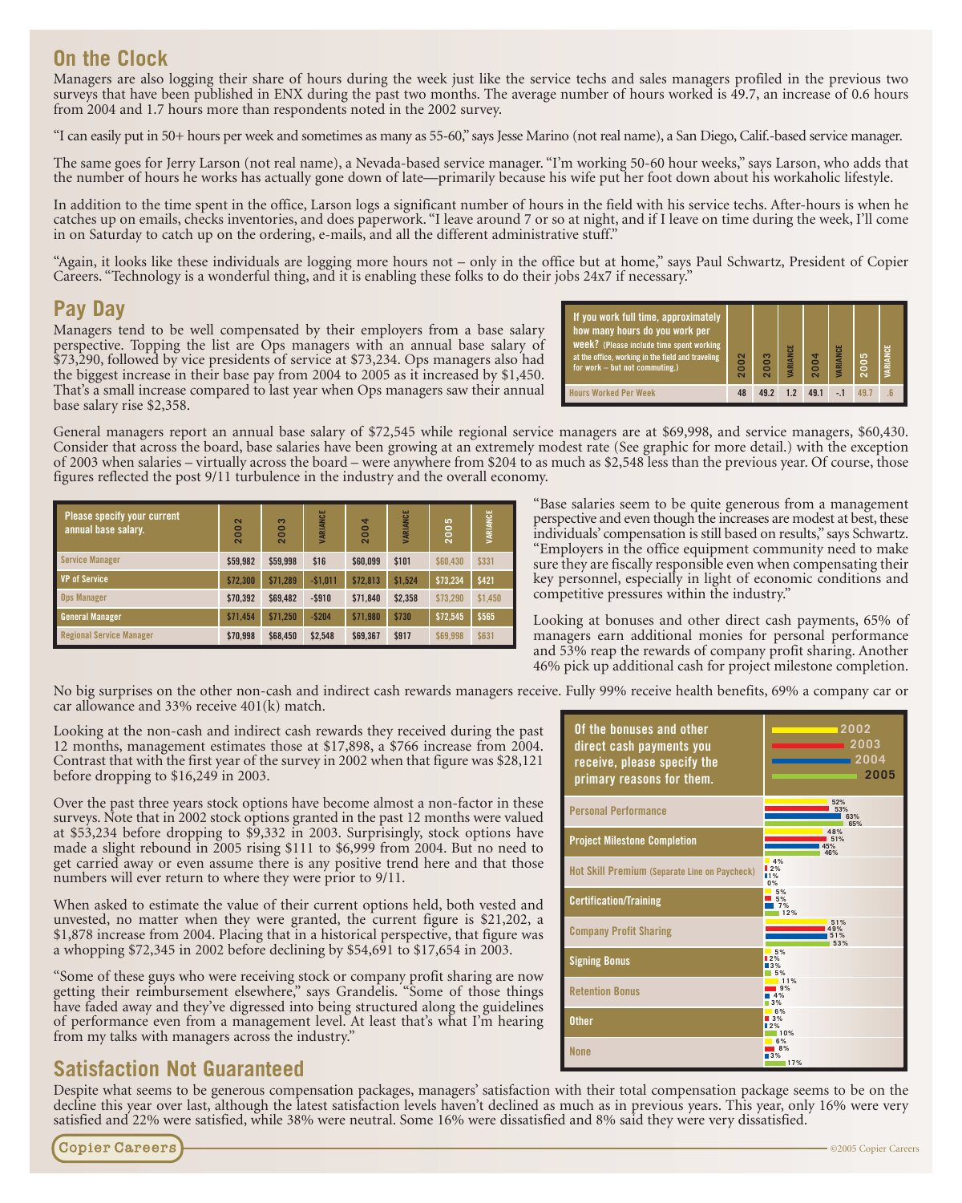## On the Clock

Managers are also logging their share of hours during the week just like the service techs and sales managers profiled in the previous two surveys that have been published in ENX during the past two months. The average number of hours worked is 49.7, an increase of 0.6 hours from 2004 and 1.7 hours more than respondents noted in the 2002 survey.

"I can easily put in 50+ hours per week and sometimes as many as 55-60," says Jesse Marino (not real name), a San Diego, Calif.-based service manager.

The same goes for Jerry Larson (not real name), a Nevada-based service manager. "I'm working 50-60 hour weeks," says Larson, who adds that the number of hours he works has actually gone down of late—primarily because his wife put her foot down about his workaholic lifestyle.

In addition to the time spent in the office, Larson logs a significant number of hours in the field with his service techs. After-hours is when he catches up on emails, checks inventories, and does paperwork. "I leave around 7 or so at night, and if I leave on time during the week, I'll come in on Saturday to catch up on the ordering, e-mails, and all the different administrative stuff."

"Again, it looks like these individuals are logging more hours not – only in the office but at home," says Paul Schwartz, President of Copier Careers. "Technology is a wonderful thing, and it is enabling these folks to do their jobs 24x7 if necessary."

## Pay Day

Managers tend to be well compensated by their employers from a base salary perspective. Topping the list are Ops managers with an annual base salary of $73,290, followed by vice presidents of service at $73,234. Ops managers also had the biggest increase in their base pay from 2004 to 2005 as it increased by $1,450. That's a small increase compared to last year when Ops managers saw their annual base salary rise $2,358.

| If you work full time, approximately how many hours do you work per week? (Please include time spent working at the office, working in the field and traveling for work – but not commuting.) | 2002 | 2003 | VARIANCE | 2004 | VARIANCE | 2005 | VARIANCE |
|---|---|---|---|---|---|---|---|
| Hours Worked Per Week | 48 | 49.2 | 1.2 | 49.1 | -.1 | 49.7 | .6 |

General managers report an annual base salary of $72,545 while regional service managers are at $69,998, and service managers, $60,430. Consider that across the board, base salaries have been growing at an extremely modest rate (See graphic for more detail.) with the exception of 2003 when salaries – virtually across the board – were anywhere from $204 to as much as $2,548 less than the previous year. Of course, those figures reflected the post 9/11 turbulence in the industry and the overall economy.

| Please specify your current annual base salary. | 2002 | 2003 | VARIANCE | 2004 | VARIANCE | 2005 | VARIANCE |
|---|---|---|---|---|---|---|---|
| Service Manager | $59,982 | $59,998 | $16 | $60,099 | $101 | $60,430 | $331 |
| VP of Service | $72,300 | $71,289 | -$1,011 | $72,813 | $1,524 | $73,234 | $421 |
| Ops Manager | $70,392 | $69,482 | -$910 | $71,840 | $2,358 | $73,290 | $1,450 |
| General Manager | $71,454 | $71,250 | -$204 | $71,980 | $730 | $72,545 | $565 |
| Regional Service Manager | $70,998 | $68,450 | $2,548 | $69,367 | $917 | $69,998 | $631 |

"Base salaries seem to be quite generous from a management perspective and even though the increases are modest at best, these individuals' compensation is still based on results," says Schwartz. "Employers in the office equipment community need to make sure they are fiscally responsible even when compensating their key personnel, especially in light of economic conditions and competitive pressures within the industry."

Looking at bonuses and other direct cash payments, 65% of managers earn additional monies for personal performance and 53% reap the rewards of company profit sharing. Another 46% pick up additional cash for project milestone completion.

No big surprises on the other non-cash and indirect cash rewards managers receive. Fully 99% receive health benefits, 69% a company car or car allowance and 33% receive 401(k) match.

Looking at the non-cash and indirect cash rewards they received during the past 12 months, management estimates those at $17,898, a $766 increase from 2004. Contrast that with the first year of the survey in 2002 when that figure was $28,121 before dropping to $16,249 in 2003.

Over the past three years stock options have become almost a non-factor in these surveys. Note that in 2002 stock options granted in the past 12 months were valued at $53,234 before dropping to $9,332 in 2003. Surprisingly, stock options have made a slight rebound in 2005 rising $111 to $6,999 from 2004. But no need to get carried away or even assume there is any positive trend here and that those numbers will ever return to where they were prior to 9/11.

When asked to estimate the value of their current options held, both vested and unvested, no matter when they were granted, the current figure is $21,202, a $1,878 increase from 2004. Placing that in a historical perspective, that figure was a whopping $72,345 in 2002 before declining by $54,691 to $17,654 in 2003.

"Some of these guys who were receiving stock or company profit sharing are now getting their reimbursement elsewhere," says Grandelis. "Some of those things have faded away and they've digressed into being structured along the guidelines of performance even from a management level. At least that's what I'm hearing from my talks with managers across the industry."

| Of the bonuses and other direct cash payments you receive, please specify the primary reasons for them. | 2002 | 2003 | 2004 | 2005 |
|---|---|---|---|---|
| Personal Performance | 52% | 53% | 63% | 65% |
| Project Milestone Completion | 48% | 51% | 45% | 46% |
| Hot Skill Premium (Separate Line on Paycheck) | 4% | 2% | 1% | 0% |
| Certification/Training | 5% | 5% | 7% | 12% |
| Company Profit Sharing | 51% | 49% | 51% | 53% |
| Signing Bonus | 5% | 2% | 3% | 5% |
| Retention Bonus | 11% | 9% | 4% | 3% |
| Other | 6% | 3% | 2% | 10% |
| None | 6% | 8% | 3% | 17% |

## Satisfaction Not Guaranteed

Despite what seems to be generous compensation packages, managers' satisfaction with their total compensation package seems to be on the decline this year over last, although the latest satisfaction levels haven't declined as much as in previous years. This year, only 16% were very satisfied and 22% were satisfied, while 38% were neutral. Some 16% were dissatisfied and 8% said they were very dissatisfied.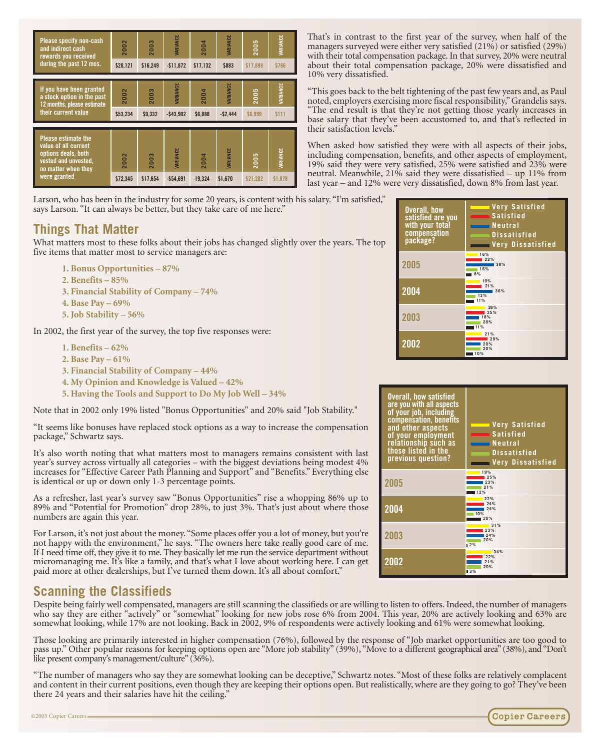| Please specify non-cash and indirect cash rewards you received during the past 12 mos. | 2002 | 2003 | VARIANCE | 2004 | VARIANCE | 2005 | VARIANCE |
| --- | --- | --- | --- | --- | --- | --- | --- |
| | $28,121 | $16,249 | -$11,872 | $17,132 | $883 | $17,898 | $766 |

| If you have been granted a stock option in the past 12 months, please estimate their current value | 2002 | 2003 | VARIANCE | 2004 | VARIANCE | 2005 | VARIANCE |
| --- | --- | --- | --- | --- | --- | --- | --- |
| | $53,234 | $9,332 | -$43,902 | $6,888 | -$2,444 | $6,999 | $111 |

| Please estimate the value of all current options deals, both vested and unvested, no matter when they were granted | 2002 | 2003 | VARIANCE | 2004 | VARIANCE | 2005 | VARIANCE |
| --- | --- | --- | --- | --- | --- | --- | --- |
| | $72,345 | $17,654 | -$54,691 | 19,324 | $1,670 | $21,202 | $1,878 |

That's in contrast to the first year of the survey, when half of the managers surveyed were either very satisfied (21%) or satisfied (29%) with their total compensation package. In that survey, 20% were neutral about their total compensation package, 20% were dissatisfied and 10% very dissatisfied.

"This goes back to the belt tightening of the past few years and, as Paul noted, employers exercising more fiscal responsibility," Grandelis says. "The end result is that they're not getting those yearly increases in base salary that they've been accustomed to, and that's reflected in their satisfaction levels."

When asked how satisfied they were with all aspects of their jobs, including compensation, benefits, and other aspects of employment, 19% said they were very satisfied, 25% were satisfied and 23% were neutral. Meanwhile, 21% said they were dissatisfied – up 11% from last year – and 12% were very dissatisfied, down 8% from last year.

| Overall, how satisfied are you with your total compensation package? | Very Satisfied | Satisfied | Neutral | Dissatisfied | Very Dissatisfied |
| --- | --- | --- | --- | --- | --- |
| 2005 | 16% | 22% | 38% | 16% | 8% |
| 2004 | 19% | 21% | 36% | 13% | 11% |
| 2003 | 26% | 25% | 18% | 20% | 11% |
| 2002 | 21% | 29% | 20% | 20% | 10% |

Larson, who has been in the industry for some 20 years, is content with his salary. "I'm satisfied," says Larson. "It can always be better, but they take care of me here."

## Things That Matter

What matters most to these folks about their jobs has changed slightly over the years. The top five items that matter most to service managers are:

1. **Bonus Opportunities – 87%**
2. **Benefits – 85%**
3. **Financial Stability of Company – 74%**
4. **Base Pay – 69%**
5. **Job Stability – 56%**

In 2002, the first year of the survey, the top five responses were:

1. **Benefits – 62%**
2. **Base Pay – 61%**
3. **Financial Stability of Company – 44%**
4. **My Opinion and Knowledge is Valued – 42%**
5. **Having the Tools and Support to Do My Job Well – 34%**

Note that in 2002 only 19% listed "Bonus Opportunities" and 20% said "Job Stability."

"It seems like bonuses have replaced stock options as a way to increase the compensation package," Schwartz says.

It's also worth noting that what matters most to managers remains consistent with last year's survey across virtually all categories – with the biggest deviations being modest 4% increases for "Effective Career Path Planning and Support" and "Benefits." Everything else is identical or up or down only 1-3 percentage points.

As a refresher, last year's survey saw "Bonus Opportunities" rise a whopping 86% up to 89% and "Potential for Promotion" drop 28%, to just 3%. That's just about where those numbers are again this year.

For Larson, it's not just about the money. "Some places offer you a lot of money, but you're not happy with the environment," he says. "The owners here take really good care of me. If I need time off, they give it to me. They basically let me run the service department without micromanaging me. It's like a family, and that's what I love about working here. I can get paid more at other dealerships, but I've turned them down. It's all about comfort."

| Overall, how satisfied are you with all aspects of your job, including compensation, benefits and other aspects of your employment relationship such as those listed in the previous question? | Very Satisfied | Satisfied | Neutral | Dissatisfied | Very Dissatisfied |
| --- | --- | --- | --- | --- | --- |
| 2005 | 19% | 25% | 23% | 21% | 12% |
| 2004 | 22% | 24% | 24% | 10% | 20% |
| 2003 | 31% | 23% | 24% | 20% | 2% |
| 2002 | 34% | 22% | 21% | 20% | 3% |

## Scanning the Classifieds

Despite being fairly well compensated, managers are still scanning the classifieds or are willing to listen to offers. Indeed, the number of managers who say they are either "actively" or "somewhat" looking for new jobs rose 6% from 2004. This year, 20% are actively looking and 63% are somewhat looking, while 17% are not looking. Back in 2002, 9% of respondents were actively looking and 61% were somewhat looking.

Those looking are primarily interested in higher compensation (76%), followed by the response of "Job market opportunities are too good to pass up." Other popular reasons for keeping options open are "More job stability" (39%), "Move to a different geographical area" (38%), and "Don't like present company's management/culture" (36%).

"The number of managers who say they are somewhat looking can be deceptive," Schwartz notes. "Most of these folks are relatively complacent and content in their current positions, even though they are keeping their options open. But realistically, where are they going to go? They've been there 24 years and their salaries have hit the ceiling."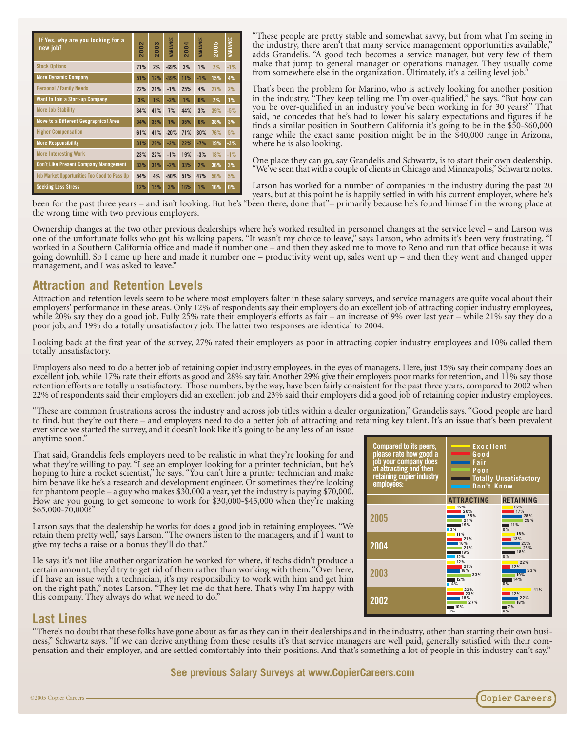| If Yes, why are you looking for a new job? | 2002 | 2003 | VARIANCE | 2004 | VARIANCE | 2005 | VARIANCE |
|---|---|---|---|---|---|---|---|
| Stock Options | 71% | 2% | -69% | 3% | 1% | 2% | -1% |
| More Dynamic Company | 51% | 12% | -39% | 11% | -1% | 15% | 4% |
| Personal / Family Needs | 22% | 21% | -1% | 25% | 4% | 27% | 2% |
| Want to Join a Start-up Company | 3% | 1% | -2% | 1% | 0% | 2% | 1% |
| More Job Stability | 34% | 41% | 7% | 44% | 3% | 39% | -5% |
| Move to a Different Geographical Area | 34% | 35% | 1% | 35% | 0% | 38% | 3% |
| Higher Compensation | 61% | 41% | -20% | 71% | 30% | 76% | 5% |
| More Responsibility | 31% | 29% | -2% | 22% | -7% | 19% | -3% |
| More Interesting Work | 23% | 22% | -1% | 19% | -3% | 18% | -1% |
| Don't Like Present Company Management | 33% | 31% | -2% | 33% | 2% | 36% | 3% |
| Job Market Opportunities Too Good to Pass Up | 54% | 4% | -50% | 51% | 47% | 56% | 5% |
| Seeking Less Stress | 12% | 15% | 3% | 16% | 1% | 16% | 0% |

"These people are pretty stable and somewhat savvy, but from what I'm seeing in the industry, there aren't that many service management opportunities available," adds Grandelis. "A good tech becomes a service manager, but very few of them make that jump to general manager or operations manager. They usually come from somewhere else in the organization. Ultimately, it's a ceiling level job."

That's been the problem for Marino, who is actively looking for another position in the industry. "They keep telling me I'm over-qualified," he says. "But how can you be over-qualified in an industry you've been working in for 30 years?" That said, he concedes that he's had to lower his salary expectations and figures if he finds a similar position in Southern California it's going to be in the $50-$60,000 range while the exact same position might be in the $40,000 range in Arizona, where he is also looking.

One place they can go, say Grandelis and Schwartz, is to start their own dealership. "We've seen that with a couple of clients in Chicago and Minneapolis," Schwartz notes.

Larson has worked for a number of companies in the industry during the past 20 years, but at this point he is happily settled in with his current employer, where he's been for the past three years – and isn't looking. But he's "been there, done that"– primarily because he's found himself in the wrong place at the wrong time with two previous employers.

Ownership changes at the two other previous dealerships where he's worked resulted in personnel changes at the service level – and Larson was one of the unfortunate folks who got his walking papers. "It wasn't my choice to leave," says Larson, who admits it's been very frustrating. "I worked in a Southern California office and made it number one – and then they asked me to move to Reno and run that office because it was going downhill. So I came up here and made it number one – productivity went up, sales went up – and then they went and changed upper management, and I was asked to leave."

## Attraction and Retention Levels

Attraction and retention levels seem to be where most employers falter in these salary surveys, and service managers are quite vocal about their employers' performance in these areas. Only 12% of respondents say their employers do an excellent job of attracting copier industry employees, while 20% say they do a good job. Fully 25% rate their employer's efforts as fair – an increase of 9% over last year – while 21% say they do a poor job, and 19% do a totally unsatisfactory job. The latter two responses are identical to 2004.

Looking back at the first year of the survey, 27% rated their employers as poor in attracting copier industry employees and 10% called them totally unsatisfactory.

Employers also need to do a better job of retaining copier industry employees, in the eyes of managers. Here, just 15% say their company does an excellent job, while 17% rate their efforts as good and 28% say fair. Another 29% give their employers poor marks for retention, and 11% say those retention efforts are totally unsatisfactory. Those numbers, by the way, have been fairly consistent for the past three years, compared to 2002 when 22% of respondents said their employers did an excellent job and 23% said their employers did a good job of retaining copier industry employees.

"These are common frustrations across the industry and across job titles within a dealer organization," Grandelis says. "Good people are hard to find, but they're out there – and employers need to do a better job of attracting and retaining key talent. It's an issue that's been prevalent ever since we started the survey, and it doesn't look like it's going to be any less of an issue anytime soon."

That said, Grandelis feels employers need to be realistic in what they're looking for and what they're willing to pay. "I see an employer looking for a printer technician, but he's hoping to hire a rocket scientist," he says. "You can't hire a printer technician and make him behave like he's a research and development engineer. Or sometimes they're looking for phantom people – a guy who makes $30,000 a year, yet the industry is paying $70,000. How are you going to get someone to work for $30,000-$45,000 when they're making $65,000-70,000?"

Larson says that the dealership he works for does a good job in retaining employees. "We retain them pretty well," says Larson. "The owners listen to the managers, and if I want to give my techs a raise or a bonus they'll do that."

He says it's not like another organization he worked for where, if techs didn't produce a certain amount, they'd try to get rid of them rather than working with them. "Over here, if I have an issue with a technician, it's my responsibility to work with him and get him on the right path," notes Larson. "They let me do that here. That's why I'm happy with this company. They always do what we need to do."

Compared to its peers, please rate how good a job your company does at attracting and then retaining copier industry employees:

Excellent
Good
Fair
Poor
Totally Unsatisfactory
Don't Know

ATTRACTING
RETAINING

2005
12% 20% 25% 21% 19% 3%
15% 17% 28% 29% 11% 0%

2004
11% 21% 16% 21% 19% 12%
18% 13% 25% 26% 18% 0%

2003
12% 21% 18% 33% 12% 4%
22% 12% 33% 19% 14% 0%

2002
22% 23% 18% 27% 10% 0%
41% 12% 22% 18% 7% 0%

## Last Lines

"There's no doubt that these folks have gone about as far as they can in their dealerships and in the industry, other than starting their own business," Schwartz says. "If we can derive anything from these results it's that service managers are well paid, generally satisfied with their compensation and their employer, and are settled comfortably into their positions. And that's something a lot of people in this industry can't say."

**See previous Salary Surveys at www.CopierCareers.com**

©2005 Copier Careers